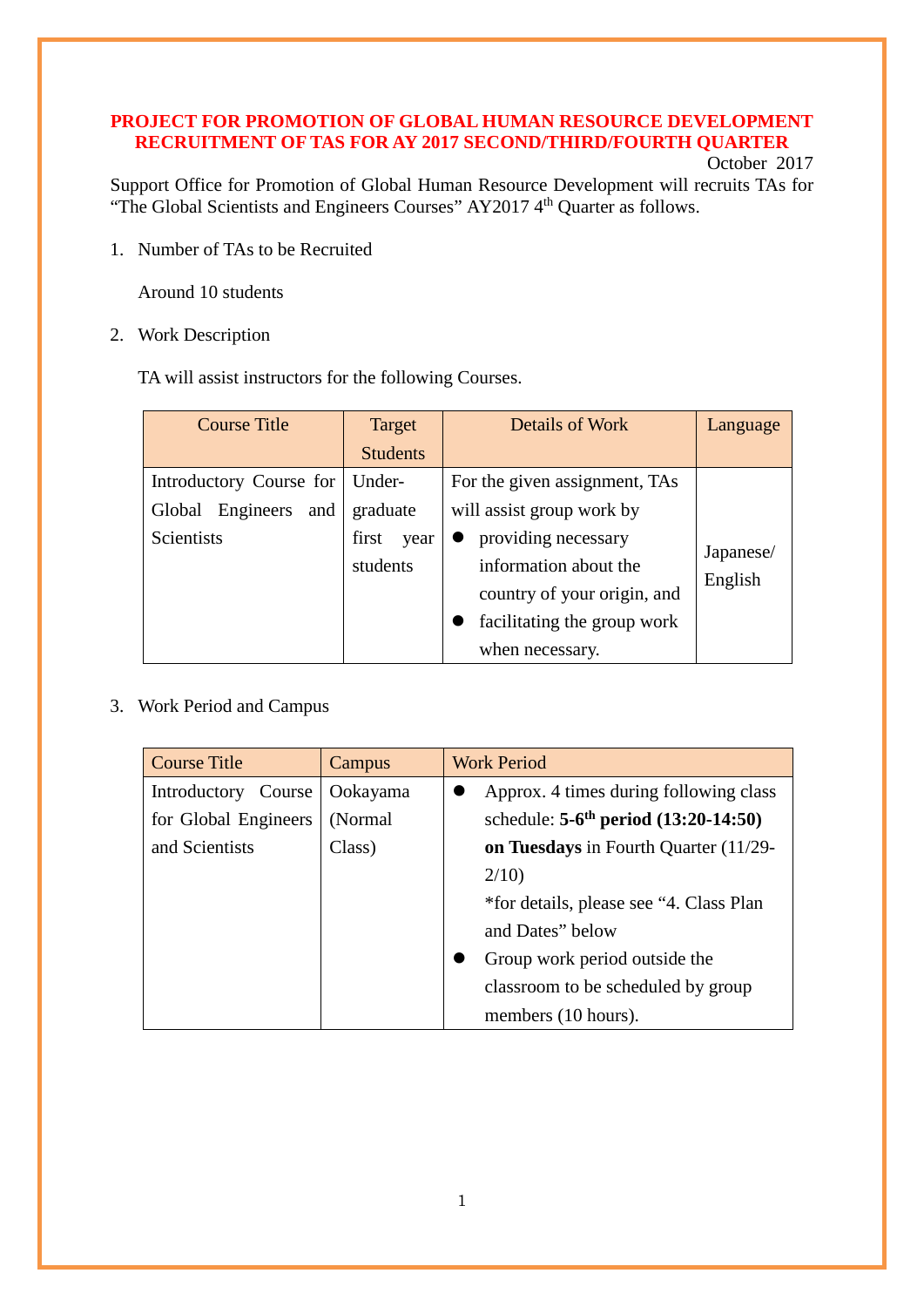# PROJECT FOR PROMOTION OF GLOBAL HUMAN RESOURCE DEVELOPMENT RECRUITMENT OF TAS FOR AY 2017 SECOND/THIRD/FOURTH QUARTER

October 2017

Support Office for Promotion of Global Human Resource Development will recruits TAs for "The Global Scientists and Engineers Courses" AY2017 4th Quarter as follows.

1. Number of TAs to be Recruited

   Around 10 students

2. Work Description

   TA will assist instructors for the following Courses.

| Course Title | Target Students | Details of Work | Language |
|---|---|---|---|
| Introductory Course for Global Engineers and Scientists | Under-graduate first year students | For the given assignment, TAs will assist group work by<br>● providing necessary information about the country of your origin, and<br>● facilitating the group work when necessary. | Japanese/ English |

3. Work Period and Campus

| Course Title | Campus | Work Period |
|---|---|---|
| Introductory Course for Global Engineers and Scientists | Ookayama (Normal Class) | ● Approx. 4 times during following class schedule: **5-6th period (13:20-14:50) on Tuesdays** in Fourth Quarter (11/29-2/10)<br>\*for details, please see "4. Class Plan and Dates" below<br>● Group work period outside the classroom to be scheduled by group members (10 hours). |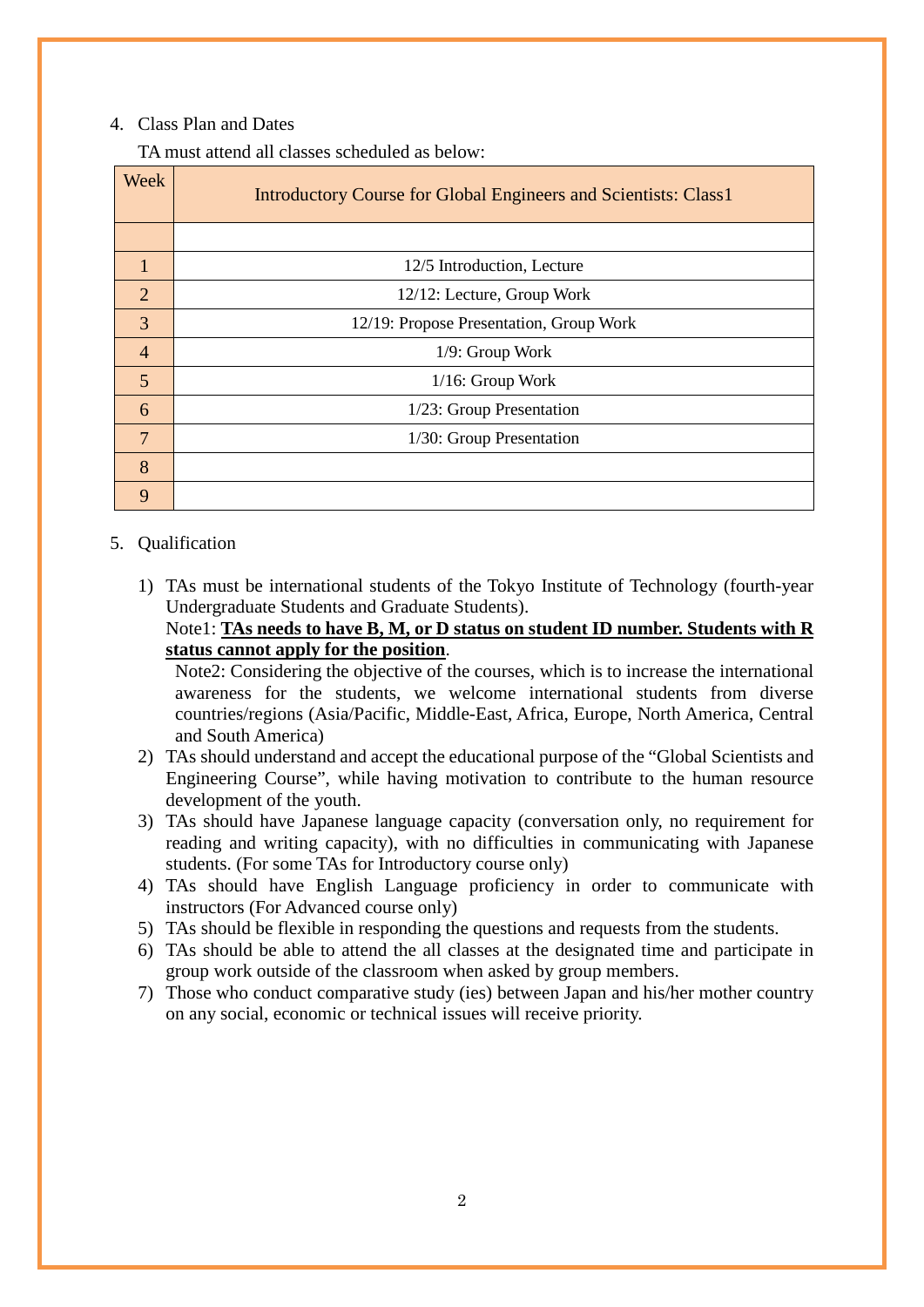4. Class Plan and Dates

TA must attend all classes scheduled as below:

| Week | Introductory Course for Global Engineers and Scientists: Class1 |
|---|---|
| | |
| 1 | 12/5 Introduction, Lecture |
| 2 | 12/12: Lecture, Group Work |
| 3 | 12/19: Propose Presentation, Group Work |
| 4 | 1/9: Group Work |
| 5 | 1/16: Group Work |
| 6 | 1/23: Group Presentation |
| 7 | 1/30: Group Presentation |
| 8 | |
| 9 | |

5. Qualification

1) TAs must be international students of the Tokyo Institute of Technology (fourth-year Undergraduate Students and Graduate Students).
   Note1: **<u>TAs needs to have B, M, or D status on student ID number. Students with R status cannot apply for the position</u>**.
   Note2: Considering the objective of the courses, which is to increase the international awareness for the students, we welcome international students from diverse countries/regions (Asia/Pacific, Middle-East, Africa, Europe, North America, Central and South America)
2) TAs should understand and accept the educational purpose of the "Global Scientists and Engineering Course", while having motivation to contribute to the human resource development of the youth.
3) TAs should have Japanese language capacity (conversation only, no requirement for reading and writing capacity), with no difficulties in communicating with Japanese students. (For some TAs for Introductory course only)
4) TAs should have English Language proficiency in order to communicate with instructors (For Advanced course only)
5) TAs should be flexible in responding the questions and requests from the students.
6) TAs should be able to attend the all classes at the designated time and participate in group work outside of the classroom when asked by group members.
7) Those who conduct comparative study (ies) between Japan and his/her mother country on any social, economic or technical issues will receive priority.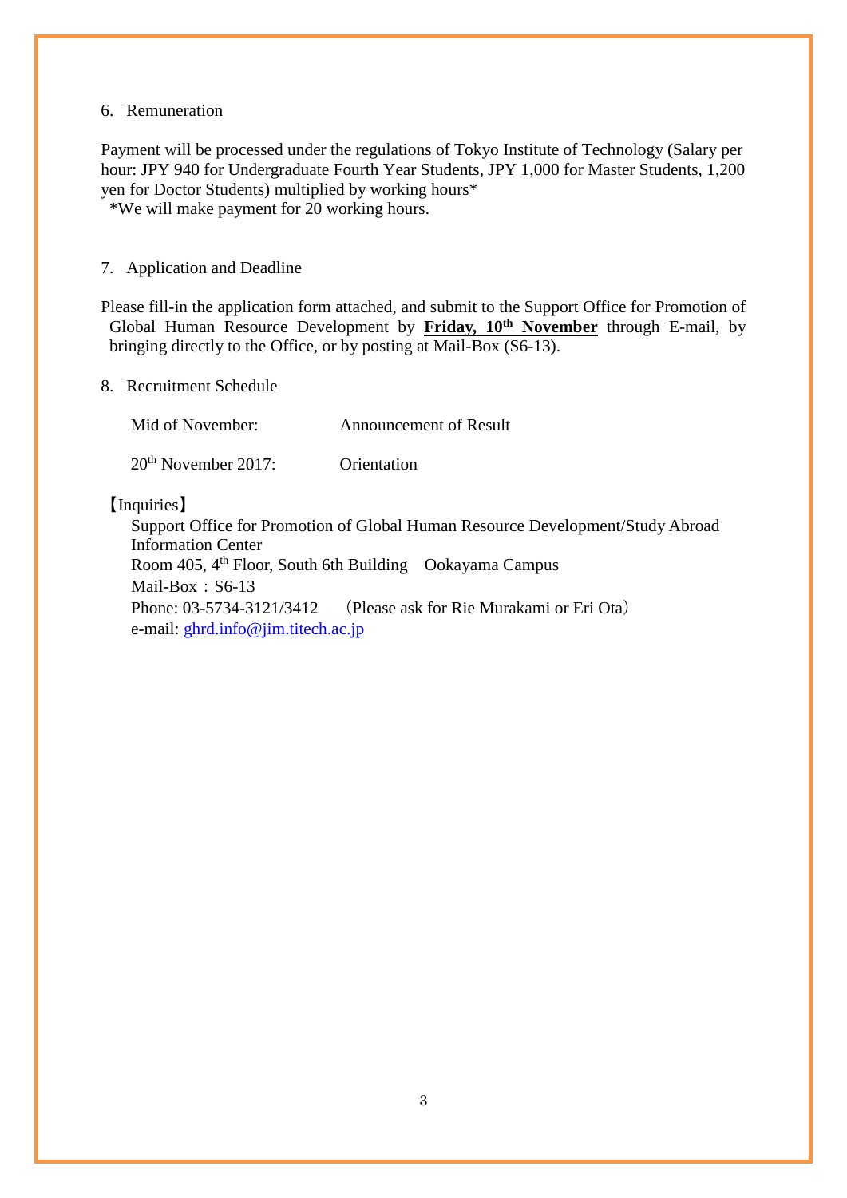## 6. Remuneration

Payment will be processed under the regulations of Tokyo Institute of Technology (Salary per hour: JPY 940 for Undergraduate Fourth Year Students, JPY 1,000 for Master Students, 1,200 yen for Doctor Students) multiplied by working hours*

*We will make payment for 20 working hours.

## 7. Application and Deadline

Please fill-in the application form attached, and submit to the Support Office for Promotion of Global Human Resource Development by **Friday, 10th November** through E-mail, by bringing directly to the Office, or by posting at Mail-Box (S6-13).

## 8. Recruitment Schedule

| | |
|---|---|
| Mid of November: | Announcement of Result |
| 20th November 2017: | Orientation |

【Inquiries】

Support Office for Promotion of Global Human Resource Development/Study Abroad Information Center
Room 405, 4th Floor, South 6th Building　Ookayama Campus
Mail-Box：S6-13
Phone: 03-5734-3121/3412　（Please ask for Rie Murakami or Eri Ota）
e-mail: ghrd.info@jim.titech.ac.jp